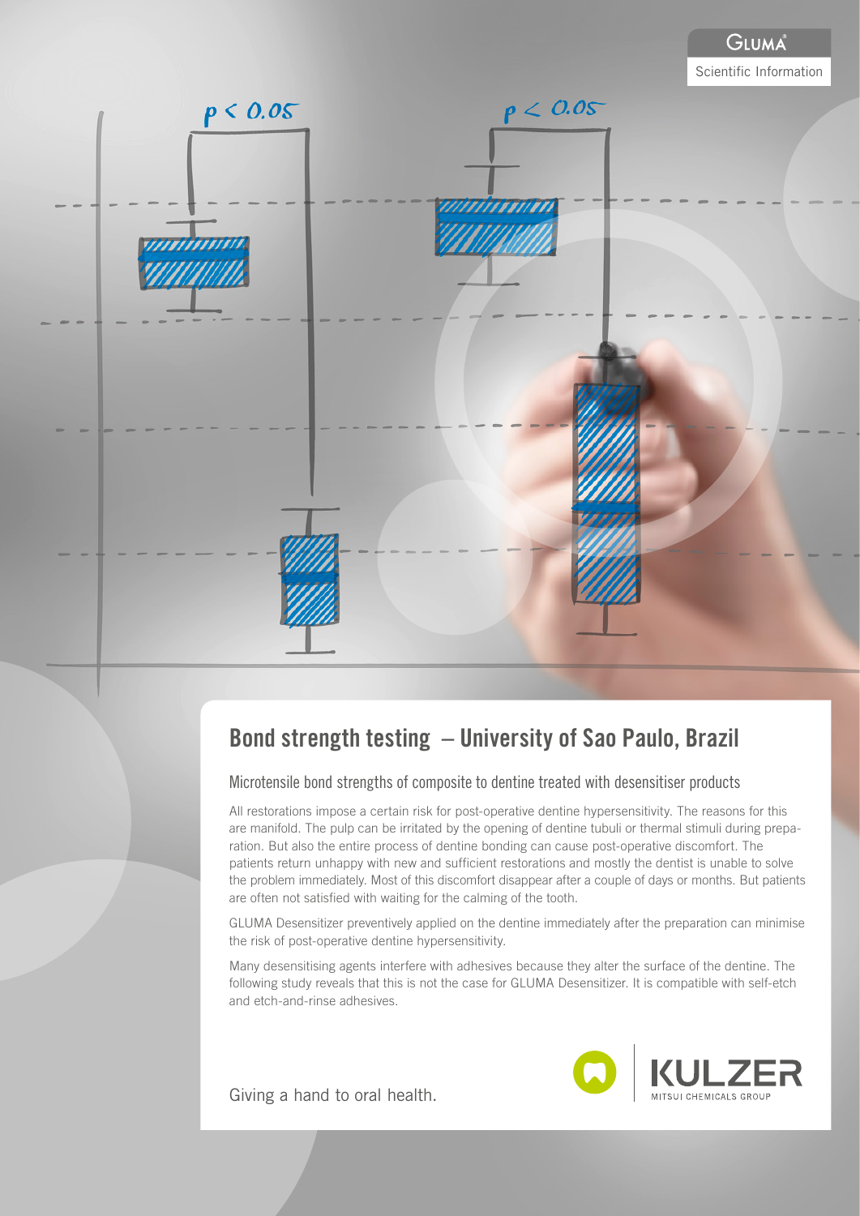GLUMA®

Scientific Information

## Bond strength testing – University of Sao Paulo, Brazil

### Microtensile bond strengths of composite to dentine treated with desensitiser products

All restorations impose a certain risk for post-operative dentine hypersensitivity. The reasons for this are manifold. The pulp can be irritated by the opening of dentine tubuli or thermal stimuli during preparation. But also the entire process of dentine bonding can cause post-operative discomfort. The patients return unhappy with new and sufficient restorations and mostly the dentist is unable to solve the problem immediately. Most of this discomfort disappear after a couple of days or months. But patients are often not satisfied with waiting for the calming of the tooth.

GLUMA Desensitizer preventively applied on the dentine immediately after the preparation can minimise the risk of post-operative dentine hypersensitivity.

Many desensitising agents interfere with adhesives because they alter the surface of the dentine. The following study reveals that this is not the case for GLUMA Desensitizer. It is compatible with self-etch and etch-and-rinse adhesives.

Giving a hand to oral health.

KULZER
MITSUI CHEMICALS GROUP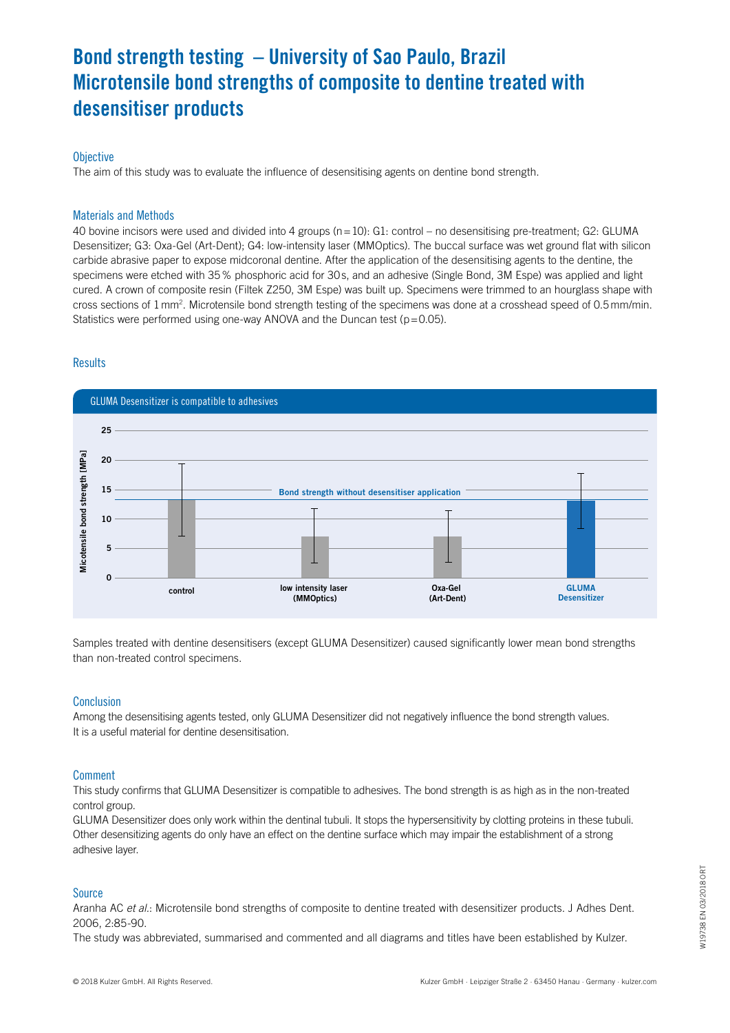# Bond strength testing – University of Sao Paulo, Brazil
# Microtensile bond strengths of composite to dentine treated with desensitiser products

## Objective

The aim of this study was to evaluate the influence of desensitising agents on dentine bond strength.

## Materials and Methods

40 bovine incisors were used and divided into 4 groups (n = 10): G1: control – no desensitising pre-treatment; G2: GLUMA Desensitizer; G3: Oxa-Gel (Art-Dent); G4: low-intensity laser (MMOptics). The buccal surface was wet ground flat with silicon carbide abrasive paper to expose midcoronal dentine. After the application of the desensitising agents to the dentine, the specimens were etched with 35 % phosphoric acid for 30 s, and an adhesive (Single Bond, 3M Espe) was applied and light cured. A crown of composite resin (Filtek Z250, 3M Espe) was built up. Specimens were trimmed to an hourglass shape with cross sections of 1 $mm^2$. Microtensile bond strength testing of the specimens was done at a crosshead speed of 0.5 mm/min. Statistics were performed using one-way ANOVA and the Duncan test ($p = 0.05$).

## Results

GLUMA Desensitizer is compatible to adhesives

Micotensile bond strength [MPa]

25
20
15
10
5
0

Bond strength without desensitiser application

control

low intensity laser (MMOptics)

Oxa-Gel (Art-Dent)

GLUMA Desensitizer

Samples treated with dentine desensitisers (except GLUMA Desensitizer) caused significantly lower mean bond strengths than non-treated control specimens.

## Conclusion

Among the desensitising agents tested, only GLUMA Desensitizer did not negatively influence the bond strength values.
It is a useful material for dentine desensitisation.

## Comment

This study confirms that GLUMA Desensitizer is compatible to adhesives. The bond strength is as high as in the non-treated control group.
GLUMA Desensitizer does only work within the dentinal tubuli. It stops the hypersensitivity by clotting proteins in these tubuli. Other desensitizing agents do only have an effect on the dentine surface which may impair the establishment of a strong adhesive layer.

## Source

Aranha AC *et al.*: Microtensile bond strengths of composite to dentine treated with desensitizer products. J Adhes Dent. 2006, 2:85-90.
The study was abbreviated, summarised and commented and all diagrams and titles have been established by Kulzer.

© 2018 Kulzer GmbH. All Rights Reserved.

Kulzer GmbH · Leipziger Straße 2 · 63450 Hanau · Germany · kulzer.com

W19738 EN 03/2018 ORT